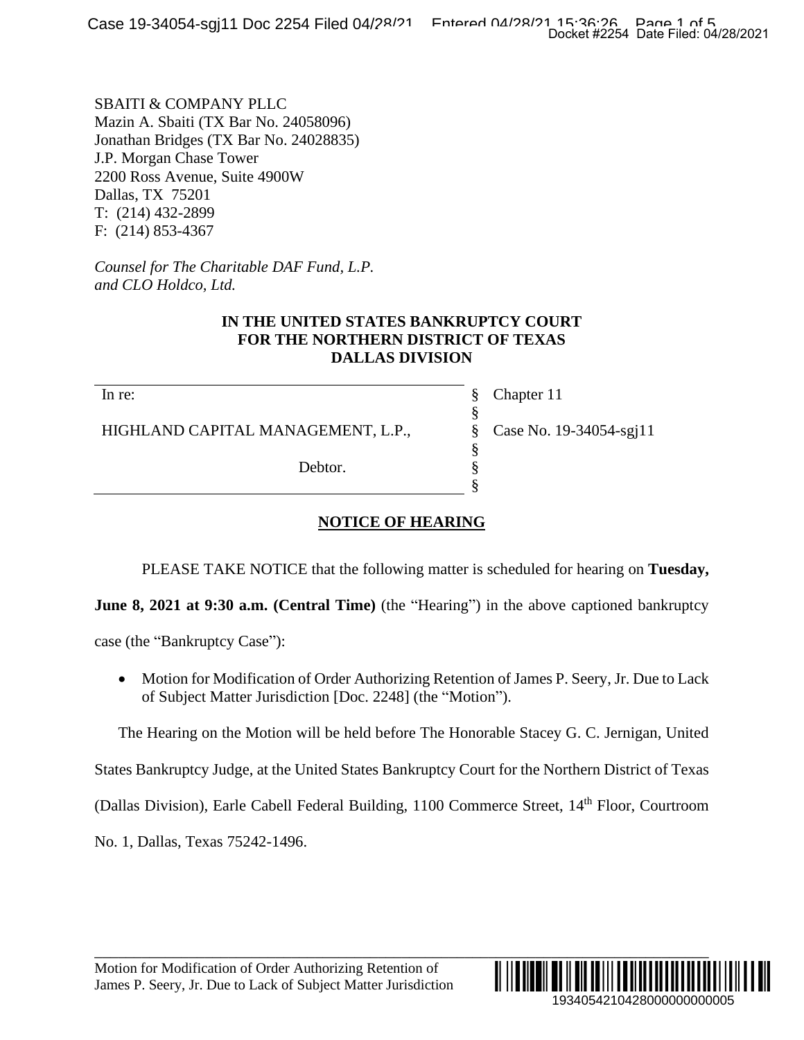SBAITI & COMPANY PLLC
Mazin A. Sbaiti (TX Bar No. 24058096)
Jonathan Bridges (TX Bar No. 24028835)
J.P. Morgan Chase Tower
2200 Ross Avenue, Suite 4900W
Dallas, TX 75201
T: (214) 432-2899
F: (214) 853-4367

*Counsel for The Charitable DAF Fund, L.P. and CLO Holdco, Ltd.*

**IN THE UNITED STATES BANKRUPTCY COURT
FOR THE NORTHERN DISTRICT OF TEXAS
DALLAS DIVISION**

| | | |
|---|---|---|
| In re: | § | Chapter 11 |
| | § | |
| HIGHLAND CAPITAL MANAGEMENT, L.P., | § | Case No. 19-34054-sgj11 |
| | § | |
| Debtor. | § | |
| | § | |

**NOTICE OF HEARING**

PLEASE TAKE NOTICE that the following matter is scheduled for hearing on **Tuesday, June 8, 2021 at 9:30 a.m. (Central Time)** (the "Hearing") in the above captioned bankruptcy case (the "Bankruptcy Case"):

- Motion for Modification of Order Authorizing Retention of James P. Seery, Jr. Due to Lack of Subject Matter Jurisdiction [Doc. 2248] (the "Motion").

The Hearing on the Motion will be held before The Honorable Stacey G. C. Jernigan, United States Bankruptcy Judge, at the United States Bankruptcy Court for the Northern District of Texas (Dallas Division), Earle Cabell Federal Building, 1100 Commerce Street, 14th Floor, Courtroom No. 1, Dallas, Texas 75242-1496.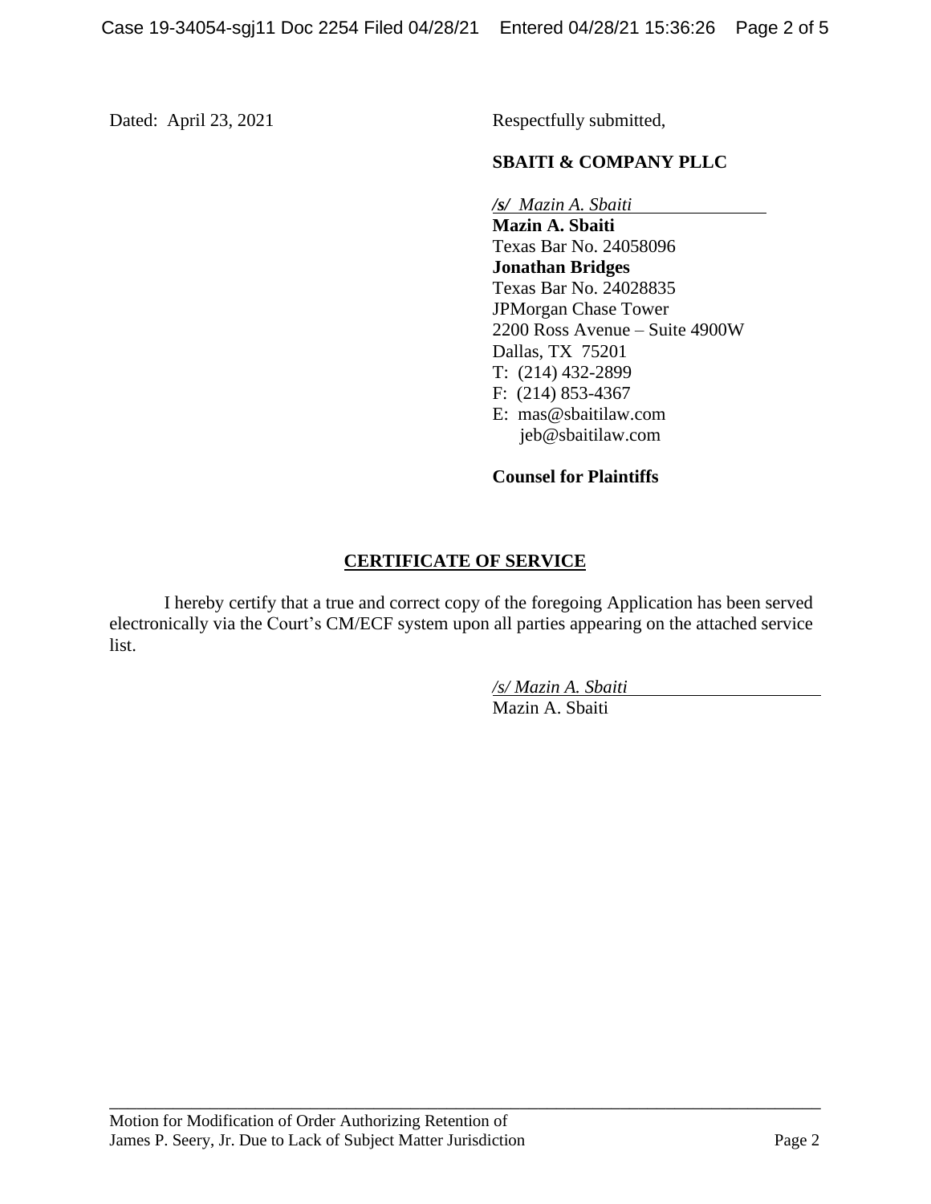Dated: April 23, 2021

Respectfully submitted,

**SBAITI & COMPANY PLLC**

*/s/ Mazin A. Sbaiti*
**Mazin A. Sbaiti**
Texas Bar No. 24058096
**Jonathan Bridges**
Texas Bar No. 24028835
JPMorgan Chase Tower
2200 Ross Avenue – Suite 4900W
Dallas, TX 75201
T: (214) 432-2899
F: (214) 853-4367
E: mas@sbaitilaw.com
jeb@sbaitilaw.com

**Counsel for Plaintiffs**

## CERTIFICATE OF SERVICE

I hereby certify that a true and correct copy of the foregoing Application has been served electronically via the Court's CM/ECF system upon all parties appearing on the attached service list.

*/s/ Mazin A. Sbaiti*
Mazin A. Sbaiti

Motion for Modification of Order Authorizing Retention of James P. Seery, Jr. Due to Lack of Subject Matter Jurisdiction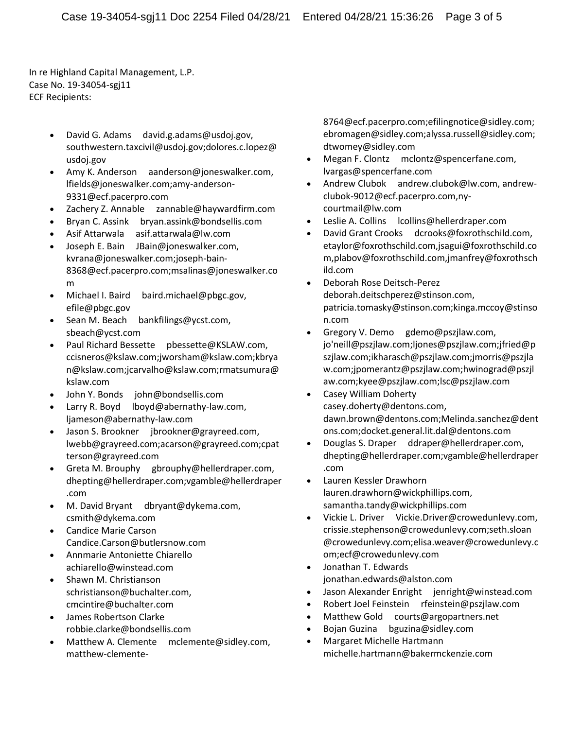In re Highland Capital Management, L.P.
Case No. 19-34054-sgj11
ECF Recipients:

- David G. Adams david.g.adams@usdoj.gov, southwestern.taxcivil@usdoj.gov;dolores.c.lopez@usdoj.gov
- Amy K. Anderson aanderson@joneswalker.com, lfields@joneswalker.com;amy-anderson-9331@ecf.pacerpro.com
- Zachery Z. Annable zannable@haywardfirm.com
- Bryan C. Assink bryan.assink@bondsellis.com
- Asif Attarwala asif.attarwala@lw.com
- Joseph E. Bain JBain@joneswalker.com, kvrana@joneswalker.com;joseph-bain-8368@ecf.pacerpro.com;msalinas@joneswalker.com
- Michael I. Baird baird.michael@pbgc.gov, efile@pbgc.gov
- Sean M. Beach bankfilings@ycst.com, sbeach@ycst.com
- Paul Richard Bessette pbessette@KSLAW.com, ccisneros@kslaw.com;jworsham@kslaw.com;kbryan@kslaw.com;jcarvalho@kslaw.com;rmatsumura@kslaw.com
- John Y. Bonds john@bondsellis.com
- Larry R. Boyd lboyd@abernathy-law.com, ljameson@abernathy-law.com
- Jason S. Brookner jbrookner@grayreed.com, lwebb@grayreed.com;acarson@grayreed.com;cpatterson@grayreed.com
- Greta M. Brouphy gbrouphy@hellerdraper.com, dhepting@hellerdraper.com;vgamble@hellerdraper.com
- M. David Bryant dbryant@dykema.com, csmith@dykema.com
- Candice Marie Carson Candice.Carson@butlersnow.com
- Annmarie Antoniette Chiarello achiarello@winstead.com
- Shawn M. Christianson schristianson@buchalter.com, cmcintire@buchalter.com
- James Robertson Clarke robbie.clarke@bondsellis.com
- Matthew A. Clemente mclemente@sidley.com, matthew-clemente-8764@ecf.pacerpro.com;efilingnotice@sidley.com;ebromagen@sidley.com;alyssa.russell@sidley.com;dtwomey@sidley.com
- Megan F. Clontz mclontz@spencerfane.com, lvargas@spencerfane.com
- Andrew Clubok andrew.clubok@lw.com, andrew-clubok-9012@ecf.pacerpro.com,ny-courtmail@lw.com
- Leslie A. Collins lcollins@hellerdraper.com
- David Grant Crooks dcrooks@foxrothschild.com, etaylor@foxrothschild.com,jsagui@foxrothschild.com,plabov@foxrothschild.com,jmanfrey@foxrothschild.com
- Deborah Rose Deitsch-Perez deborah.deitschperez@stinson.com, patricia.tomasky@stinson.com;kinga.mccoy@stinson.com
- Gregory V. Demo gdemo@pszjlaw.com, jo'neill@pszjlaw.com;ljones@pszjlaw.com;jfried@pszjlaw.com;ikharasch@pszjlaw.com;jmorris@pszjlaw.com;jpomerantz@pszjlaw.com;hwinograd@pszjlaw.com;kyee@pszjlaw.com;lsc@pszjlaw.com
- Casey William Doherty casey.doherty@dentons.com, dawn.brown@dentons.com;Melinda.sanchez@dentons.com;docket.general.lit.dal@dentons.com
- Douglas S. Draper ddraper@hellerdraper.com, dhepting@hellerdraper.com;vgamble@hellerdraper.com
- Lauren Kessler Drawhorn lauren.drawhorn@wickphillips.com, samantha.tandy@wickphillips.com
- Vickie L. Driver Vickie.Driver@crowedunlevy.com, crissie.stephenson@crowedunlevy.com;seth.sloan@crowedunlevy.com;elisa.weaver@crowedunlevy.com;ecf@crowedunlevy.com
- Jonathan T. Edwards jonathan.edwards@alston.com
- Jason Alexander Enright jenright@winstead.com
- Robert Joel Feinstein rfeinstein@pszjlaw.com
- Matthew Gold courts@argopartners.net
- Bojan Guzina bguzina@sidley.com
- Margaret Michelle Hartmann michelle.hartmann@bakermckenzie.com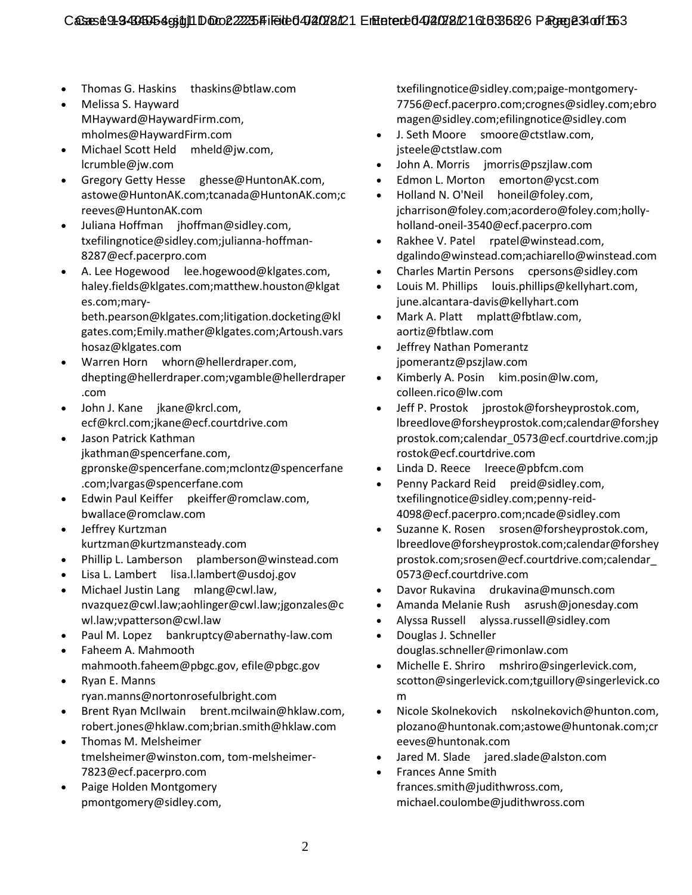- Thomas G. Haskins thaskins@btlaw.com
- Melissa S. Hayward MHayward@HaywardFirm.com, mholmes@HaywardFirm.com
- Michael Scott Held mheld@jw.com, lcrumble@jw.com
- Gregory Getty Hesse ghesse@HuntonAK.com, astowe@HuntonAK.com;tcanada@HuntonAK.com;creeves@HuntonAK.com
- Juliana Hoffman jhoffman@sidley.com, txefilingnotice@sidley.com;julianna-hoffman-8287@ecf.pacerpro.com
- A. Lee Hogewood lee.hogewood@klgates.com, haley.fields@klgates.com;matthew.houston@klgates.com;mary-beth.pearson@klgates.com;litigation.docketing@klgates.com;Emily.mather@klgates.com;Artoush.varshosaz@klgates.com
- Warren Horn whorn@hellerdraper.com, dhepting@hellerdraper.com;vgamble@hellerdraper.com
- John J. Kane jkane@krcl.com, ecf@krcl.com;jkane@ecf.courtdrive.com
- Jason Patrick Kathman jkathman@spencerfane.com, gpronske@spencerfane.com;mclontz@spencerfane.com;lvargas@spencerfane.com
- Edwin Paul Keiffer pkeiffer@romclaw.com, bwallace@romclaw.com
- Jeffrey Kurtzman kurtzman@kurtzmansteady.com
- Phillip L. Lamberson plamberson@winstead.com
- Lisa L. Lambert lisa.l.lambert@usdoj.gov
- Michael Justin Lang mlang@cwl.law, nvazquez@cwl.law;aohlinger@cwl.law;jgonzales@cwl.law;vpatterson@cwl.law
- Paul M. Lopez bankruptcy@abernathy-law.com
- Faheem A. Mahmooth mahmooth.faheem@pbgc.gov, efile@pbgc.gov
- Ryan E. Manns ryan.manns@nortonrosefulbright.com
- Brent Ryan McIlwain brent.mcilwain@hklaw.com, robert.jones@hklaw.com;brian.smith@hklaw.com
- Thomas M. Melsheimer tmelsheimer@winston.com, tom-melsheimer-7823@ecf.pacerpro.com
- Paige Holden Montgomery pmontgomery@sidley.com, txefilingnotice@sidley.com;paige-montgomery-7756@ecf.pacerpro.com;crognes@sidley.com;ebromagen@sidley.com;efilingnotice@sidley.com
- J. Seth Moore smoore@ctstlaw.com, jsteele@ctstlaw.com
- John A. Morris jmorris@pszjlaw.com
- Edmon L. Morton emorton@ycst.com
- Holland N. O'Neil honeil@foley.com, jcharrison@foley.com;acordero@foley.com;holly-holland-oneil-3540@ecf.pacerpro.com
- Rakhee V. Patel rpatel@winstead.com, dgalindo@winstead.com;achiarello@winstead.com
- Charles Martin Persons cpersons@sidley.com
- Louis M. Phillips louis.phillips@kellyhart.com, june.alcantara-davis@kellyhart.com
- Mark A. Platt mplatt@fbtlaw.com, aortiz@fbtlaw.com
- Jeffrey Nathan Pomerantz jpomerantz@pszjlaw.com
- Kimberly A. Posin kim.posin@lw.com, colleen.rico@lw.com
- Jeff P. Prostok jprostok@forsheyprostok.com, lbreedlove@forsheyprostok.com;calendar@forsheyprostok.com;calendar_0573@ecf.courtdrive.com;jprostok@ecf.courtdrive.com
- Linda D. Reece lreece@pbfcm.com
- Penny Packard Reid preid@sidley.com, txefilingnotice@sidley.com;penny-reid-4098@ecf.pacerpro.com;ncade@sidley.com
- Suzanne K. Rosen srosen@forsheyprostok.com, lbreedlove@forsheyprostok.com;calendar@forsheyprostok.com;srosen@ecf.courtdrive.com;calendar_0573@ecf.courtdrive.com
- Davor Rukavina drukavina@munsch.com
- Amanda Melanie Rush asrush@jonesday.com
- Alyssa Russell alyssa.russell@sidley.com
- Douglas J. Schneller douglas.schneller@rimonlaw.com
- Michelle E. Shriro mshriro@singerlevick.com, scotton@singerlevick.com;tguillory@singerlevick.com
- Nicole Skolnekovich nskolnekovich@hunton.com, plozano@huntonak.com;astowe@huntonak.com;creeves@huntonak.com
- Jared M. Slade jared.slade@alston.com
- Frances Anne Smith frances.smith@judithwross.com, michael.coulombe@judithwross.com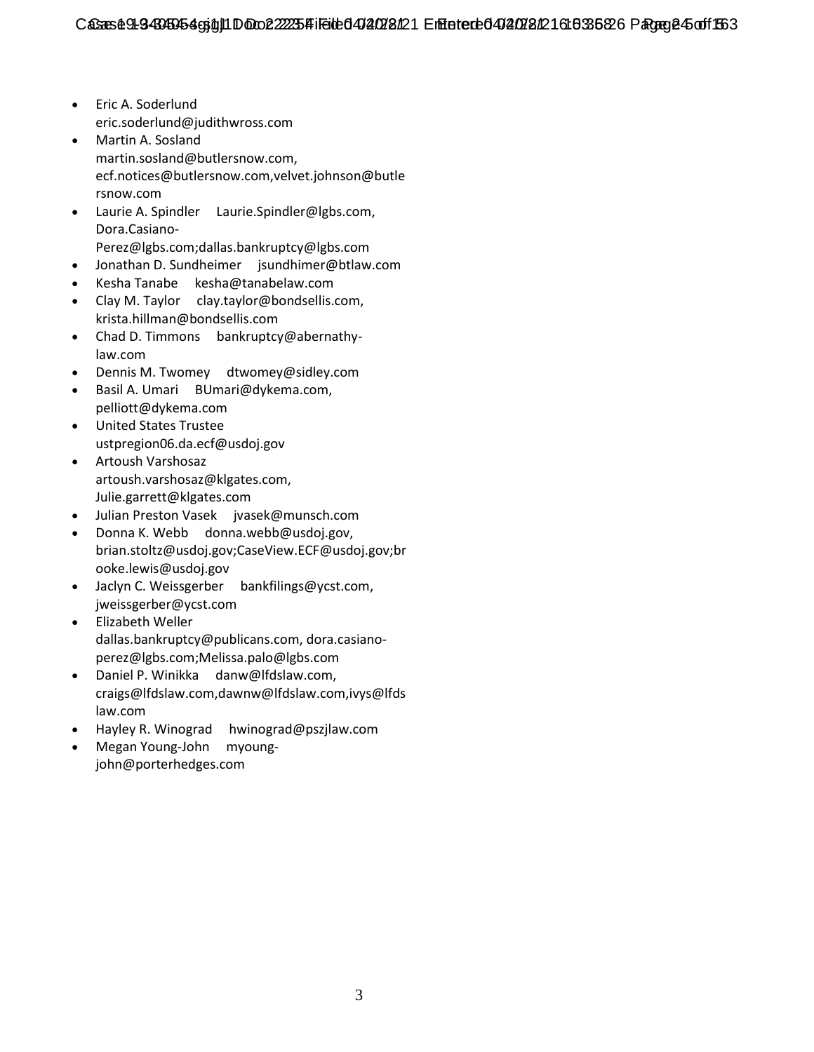- Eric A. Soderlund
  eric.soderlund@judithwross.com
- Martin A. Sosland
  martin.sosland@butlersnow.com,
  ecf.notices@butlersnow.com,velvet.johnson@butlersnow.com
- Laurie A. Spindler Laurie.Spindler@lgbs.com,
  Dora.Casiano-Perez@lgbs.com;dallas.bankruptcy@lgbs.com
- Jonathan D. Sundheimer jsundhimer@btlaw.com
- Kesha Tanabe kesha@tanabelaw.com
- Clay M. Taylor clay.taylor@bondsellis.com,
  krista.hillman@bondsellis.com
- Chad D. Timmons bankruptcy@abernathy-law.com
- Dennis M. Twomey dtwomey@sidley.com
- Basil A. Umari BUmari@dykema.com,
  pelliott@dykema.com
- United States Trustee
  ustpregion06.da.ecf@usdoj.gov
- Artoush Varshosaz
  artoush.varshosaz@klgates.com,
  Julie.garrett@klgates.com
- Julian Preston Vasek jvasek@munsch.com
- Donna K. Webb donna.webb@usdoj.gov,
  brian.stoltz@usdoj.gov;CaseView.ECF@usdoj.gov;brooke.lewis@usdoj.gov
- Jaclyn C. Weissgerber bankfilings@ycst.com,
  jweissgerber@ycst.com
- Elizabeth Weller
  dallas.bankruptcy@publicans.com, dora.casiano-perez@lgbs.com;Melissa.palo@lgbs.com
- Daniel P. Winikka danw@lfdslaw.com,
  craigs@lfdslaw.com,dawnw@lfdslaw.com,ivys@lfdslaw.com
- Hayley R. Winograd hwinograd@pszjlaw.com
- Megan Young-John myoung-john@porterhedges.com